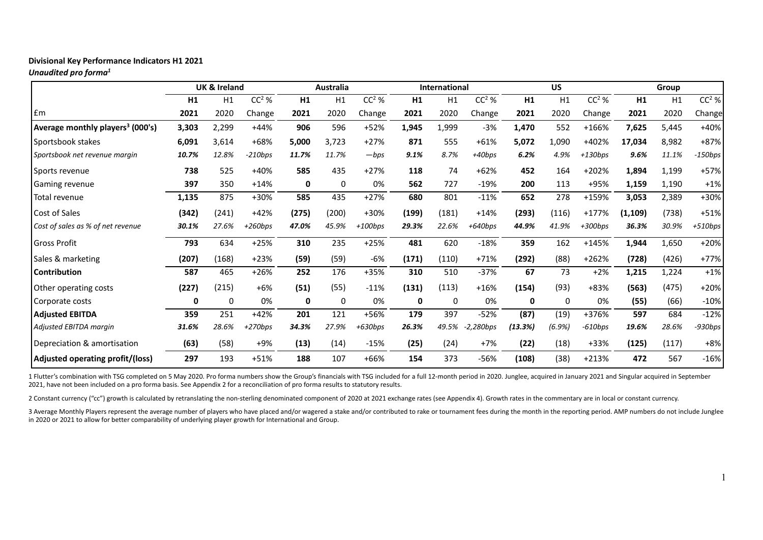**Divisional Key Performance Indicators H1 2021**

***Unaudited pro forma[1]***

| | UK & Ireland | | | Australia | | | International | | | US | | | Group | | |
|---|---|---|---|---|---|---|---|---|---|---|---|---|---|---|---|
| | **H1** | H1 | CC[2] % | **H1** | H1 | CC[2] % | **H1** | H1 | CC[2] % | **H1** | H1 | CC[2] % | **H1** | H1 | CC[2] % |
| £m | **2021** | 2020 | Change | **2021** | 2020 | Change | **2021** | 2020 | Change | **2021** | 2020 | Change | **2021** | 2020 | Change |
| **Average monthly players[3] (000's)** | **3,303** | 2,299 | +44% | **906** | 596 | +52% | **1,945** | 1,999 | -3% | **1,470** | 552 | +166% | **7,625** | 5,445 | +40% |
| Sportsbook stakes | **6,091** | 3,614 | +68% | **5,000** | 3,723 | +27% | **871** | 555 | +61% | **5,072** | 1,090 | +402% | **17,034** | 8,982 | +87% |
| *Sportsbook net revenue margin* | ***10.7%*** | *12.8%* | *-210bps* | ***11.7%*** | *11.7%* | *—bps* | ***9.1%*** | *8.7%* | *+40bps* | ***6.2%*** | *4.9%* | *+130bps* | ***9.6%*** | *11.1%* | *-150bps* |
| Sports revenue | **738** | 525 | +40% | **585** | 435 | +27% | **118** | 74 | +62% | **452** | 164 | +202% | **1,894** | 1,199 | +57% |
| Gaming revenue | **397** | 350 | +14% | **0** | 0 | 0% | **562** | 727 | -19% | **200** | 113 | +95% | **1,159** | 1,190 | +1% |
| Total revenue | **1,135** | 875 | +30% | **585** | 435 | +27% | **680** | 801 | -11% | **652** | 278 | +159% | **3,053** | 2,389 | +30% |
| Cost of Sales | **(342)** | (241) | +42% | **(275)** | (200) | +30% | **(199)** | (181) | +14% | **(293)** | (116) | +177% | **(1,109)** | (738) | +51% |
| *Cost of sales as % of net revenue* | ***30.1%*** | *27.6%* | *+260bps* | ***47.0%*** | *45.9%* | *+100bps* | ***29.3%*** | *22.6%* | *+640bps* | ***44.9%*** | *41.9%* | *+300bps* | ***36.3%*** | *30.9%* | *+510bps* |
| Gross Profit | **793** | 634 | +25% | **310** | 235 | +25% | **481** | 620 | -18% | **359** | 162 | +145% | **1,944** | 1,650 | +20% |
| Sales & marketing | **(207)** | (168) | +23% | **(59)** | (59) | -6% | **(171)** | (110) | +71% | **(292)** | (88) | +262% | **(728)** | (426) | +77% |
| **Contribution** | **587** | 465 | +26% | **252** | 176 | +35% | **310** | 510 | -37% | **67** | 73 | +2% | **1,215** | 1,224 | +1% |
| Other operating costs | **(227)** | (215) | +6% | **(51)** | (55) | -11% | **(131)** | (113) | +16% | **(154)** | (93) | +83% | **(563)** | (475) | +20% |
| Corporate costs | **0** | 0 | 0% | **0** | 0 | 0% | **0** | 0 | 0% | **0** | 0 | 0% | **(55)** | (66) | -10% |
| **Adjusted EBITDA** | **359** | 251 | +42% | **201** | 121 | +56% | **179** | 397 | -52% | **(87)** | (19) | +376% | **597** | 684 | -12% |
| *Adjusted EBITDA margin* | ***31.6%*** | *28.6%* | *+270bps* | ***34.3%*** | *27.9%* | *+630bps* | ***26.3%*** | *49.5%* | *-2,280bps* | ***(13.3%)*** | *(6.9%)* | *-610bps* | ***19.6%*** | *28.6%* | *-930bps* |
| Depreciation & amortisation | **(63)** | (58) | +9% | **(13)** | (14) | -15% | **(25)** | (24) | +7% | **(22)** | (18) | +33% | **(125)** | (117) | +8% |
| **Adjusted operating profit/(loss)** | **297** | 193 | +51% | **188** | 107 | +66% | **154** | 373 | -56% | **(108)** | (38) | +213% | **472** | 567 | -16% |

1 Flutter's combination with TSG completed on 5 May 2020. Pro forma numbers show the Group's financials with TSG included for a full 12-month period in 2020. Junglee, acquired in January 2021 and Singular acquired in September 2021, have not been included on a pro forma basis. See Appendix 2 for a reconciliation of pro forma results to statutory results.

2 Constant currency ("cc") growth is calculated by retranslating the non-sterling denominated component of 2020 at 2021 exchange rates (see Appendix 4). Growth rates in the commentary are in local or constant currency.

3 Average Monthly Players represent the average number of players who have placed and/or wagered a stake and/or contributed to rake or tournament fees during the month in the reporting period. AMP numbers do not include Junglee in 2020 or 2021 to allow for better comparability of underlying player growth for International and Group.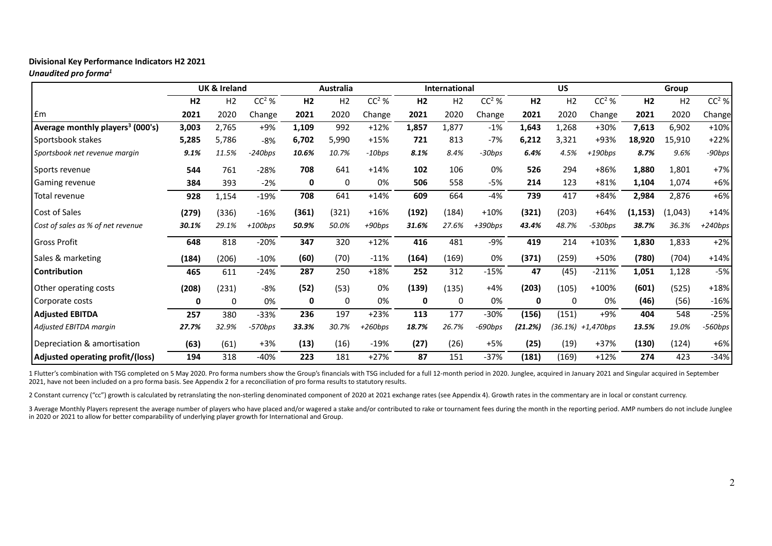**Divisional Key Performance Indicators H2 2021**

***Unaudited pro forma[1]***

| | UK & Ireland | | | Australia | | | International | | | US | | | Group | | |
|---|---|---|---|---|---|---|---|---|---|---|---|---|---|---|---|
| | **H2** | H2 | CC[2] % | **H2** | H2 | CC[2] % | **H2** | H2 | CC[2] % | **H2** | H2 | CC[2] % | **H2** | H2 | CC[2] % |
| £m | **2021** | 2020 | Change | **2021** | 2020 | Change | **2021** | 2020 | Change | **2021** | 2020 | Change | **2021** | 2020 | Change |
| **Average monthly players[3] (000's)** | **3,003** | 2,765 | +9% | **1,109** | 992 | +12% | **1,857** | 1,877 | -1% | **1,643** | 1,268 | +30% | **7,613** | 6,902 | +10% |
| Sportsbook stakes | **5,285** | 5,786 | -8% | **6,702** | 5,990 | +15% | **721** | 813 | -7% | **6,212** | 3,321 | +93% | **18,920** | 15,910 | +22% |
| *Sportsbook net revenue margin* | ***9.1%*** | *11.5%* | *-240bps* | ***10.6%*** | *10.7%* | *-10bps* | ***8.1%*** | *8.4%* | *-30bps* | ***6.4%*** | *4.5%* | *+190bps* | ***8.7%*** | *9.6%* | *-90bps* |
| Sports revenue | **544** | 761 | -28% | **708** | 641 | +14% | **102** | 106 | 0% | **526** | 294 | +86% | **1,880** | 1,801 | +7% |
| Gaming revenue | **384** | 393 | -2% | **0** | 0 | 0% | **506** | 558 | -5% | **214** | 123 | +81% | **1,104** | 1,074 | +6% |
| Total revenue | **928** | 1,154 | -19% | **708** | 641 | +14% | **609** | 664 | -4% | **739** | 417 | +84% | **2,984** | 2,876 | +6% |
| Cost of Sales | **(279)** | (336) | -16% | **(361)** | (321) | +16% | **(192)** | (184) | +10% | **(321)** | (203) | +64% | **(1,153)** | (1,043) | +14% |
| *Cost of sales as % of net revenue* | ***30.1%*** | *29.1%* | *+100bps* | ***50.9%*** | *50.0%* | *+90bps* | ***31.6%*** | *27.6%* | *+390bps* | ***43.4%*** | *48.7%* | *-530bps* | ***38.7%*** | *36.3%* | *+240bps* |
| Gross Profit | **648** | 818 | -20% | **347** | 320 | +12% | **416** | 481 | -9% | **419** | 214 | +103% | **1,830** | 1,833 | +2% |
| Sales & marketing | **(184)** | (206) | -10% | **(60)** | (70) | -11% | **(164)** | (169) | 0% | **(371)** | (259) | +50% | **(780)** | (704) | +14% |
| **Contribution** | **465** | 611 | -24% | **287** | 250 | +18% | **252** | 312 | -15% | **47** | (45) | -211% | **1,051** | 1,128 | -5% |
| Other operating costs | **(208)** | (231) | -8% | **(52)** | (53) | 0% | **(139)** | (135) | +4% | **(203)** | (105) | +100% | **(601)** | (525) | +18% |
| Corporate costs | **0** | 0 | 0% | **0** | 0 | 0% | **0** | 0 | 0% | **0** | 0 | 0% | **(46)** | (56) | -16% |
| **Adjusted EBITDA** | **257** | 380 | -33% | **236** | 197 | +23% | **113** | 177 | -30% | **(156)** | (151) | +9% | **404** | 548 | -25% |
| *Adjusted EBITDA margin* | ***27.7%*** | *32.9%* | *-570bps* | ***33.3%*** | *30.7%* | *+260bps* | ***18.7%*** | *26.7%* | *-690bps* | ***(21.2%)*** | *(36.1%)* | *+1,470bps* | ***13.5%*** | *19.0%* | *-560bps* |
| Depreciation & amortisation | **(63)** | (61) | +3% | **(13)** | (16) | -19% | **(27)** | (26) | +5% | **(25)** | (19) | +37% | **(130)** | (124) | +6% |
| **Adjusted operating profit/(loss)** | **194** | 318 | -40% | **223** | 181 | +27% | **87** | 151 | -37% | **(181)** | (169) | +12% | **274** | 423 | -34% |

1 Flutter's combination with TSG completed on 5 May 2020. Pro forma numbers show the Group's financials with TSG included for a full 12-month period in 2020. Junglee, acquired in January 2021 and Singular acquired in September 2021, have not been included on a pro forma basis. See Appendix 2 for a reconciliation of pro forma results to statutory results.

2 Constant currency ("cc") growth is calculated by retranslating the non-sterling denominated component of 2020 at 2021 exchange rates (see Appendix 4). Growth rates in the commentary are in local or constant currency.

3 Average Monthly Players represent the average number of players who have placed and/or wagered a stake and/or contributed to rake or tournament fees during the month in the reporting period. AMP numbers do not include Junglee in 2020 or 2021 to allow for better comparability of underlying player growth for International and Group.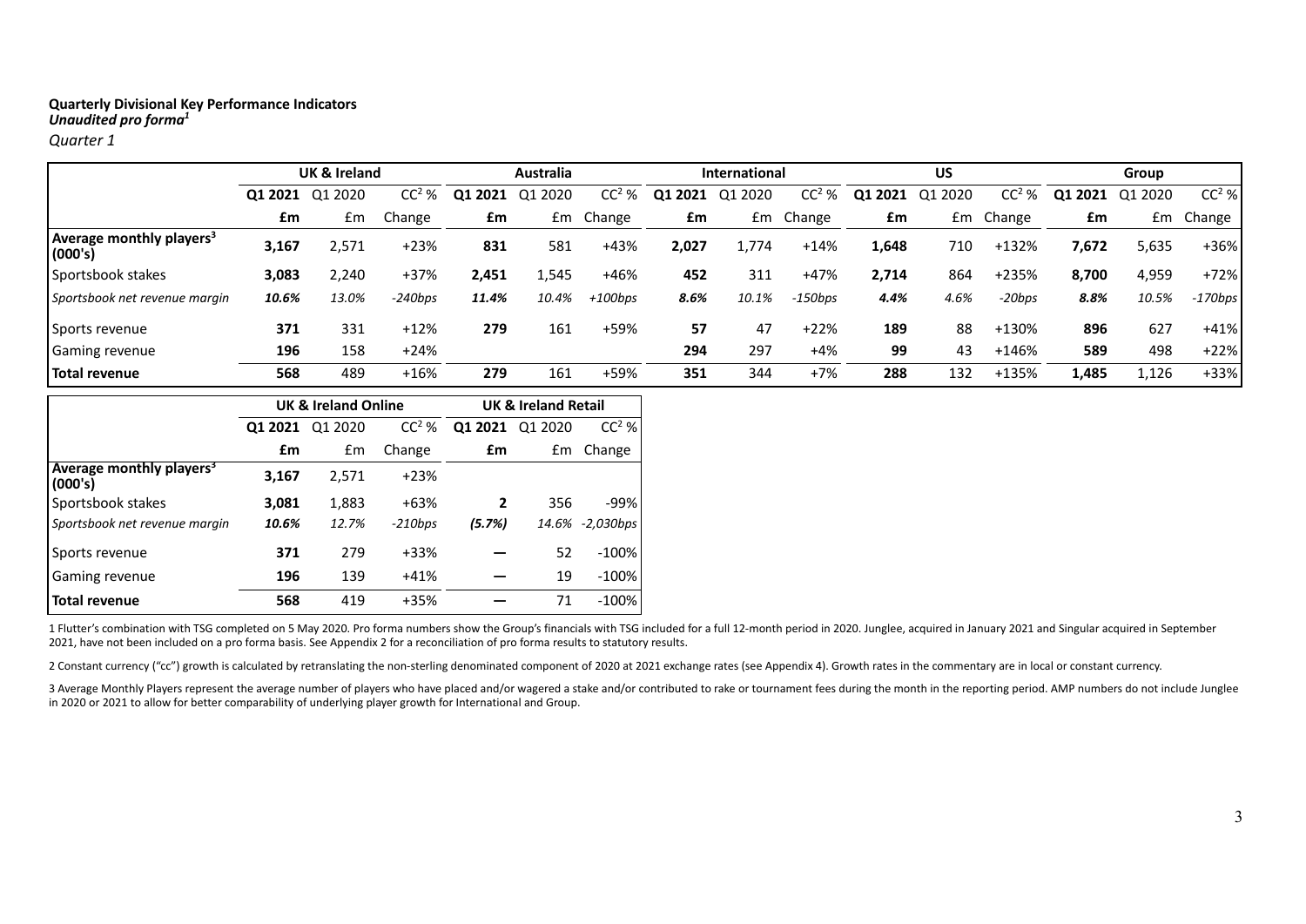**Quarterly Divisional Key Performance Indicators**
***Unaudited pro forma[1]***

*Quarter 1*

| | UK & Ireland | | | Australia | | | International | | | US | | | Group | | |
|---|---|---|---|---|---|---|---|---|---|---|---|---|---|---|---|
| | **Q1 2021** | Q1 2020 | CC[2] % | **Q1 2021** | Q1 2020 | CC[2] % | **Q1 2021** | Q1 2020 | CC[2] % | **Q1 2021** | Q1 2020 | CC[2] % | **Q1 2021** | Q1 2020 | CC[2] % |
| | **£m** | £m | Change | **£m** | £m | Change | **£m** | £m | Change | **£m** | £m | Change | **£m** | £m | Change |
| **Average monthly players[3] (000's)** | **3,167** | 2,571 | +23% | **831** | 581 | +43% | **2,027** | 1,774 | +14% | **1,648** | 710 | +132% | **7,672** | 5,635 | +36% |
| Sportsbook stakes | **3,083** | 2,240 | +37% | **2,451** | 1,545 | +46% | **452** | 311 | +47% | **2,714** | 864 | +235% | **8,700** | 4,959 | +72% |
| *Sportsbook net revenue margin* | ***10.6%*** | *13.0%* | *-240bps* | ***11.4%*** | *10.4%* | *+100bps* | ***8.6%*** | *10.1%* | *-150bps* | ***4.4%*** | *4.6%* | *-20bps* | ***8.8%*** | *10.5%* | *-170bps* |
| Sports revenue | **371** | 331 | +12% | **279** | 161 | +59% | **57** | 47 | +22% | **189** | 88 | +130% | **896** | 627 | +41% |
| Gaming revenue | **196** | 158 | +24% | | | | **294** | 297 | +4% | **99** | 43 | +146% | **589** | 498 | +22% |
| **Total revenue** | **568** | 489 | +16% | **279** | 161 | +59% | **351** | 344 | +7% | **288** | 132 | +135% | **1,485** | 1,126 | +33% |

| | UK & Ireland Online | | | UK & Ireland Retail | | |
|---|---|---|---|---|---|---|
| | **Q1 2021** | Q1 2020 | CC[2] % | **Q1 2021** | Q1 2020 | CC[2] % |
| | **£m** | £m | Change | **£m** | £m | Change |
| **Average monthly players[3] (000's)** | **3,167** | 2,571 | +23% | | | |
| Sportsbook stakes | **3,081** | 1,883 | +63% | **2** | 356 | -99% |
| *Sportsbook net revenue margin* | ***10.6%*** | *12.7%* | *-210bps* | ***(5.7%)*** | *14.6%* | *-2,030bps* |
| Sports revenue | **371** | 279 | +33% | **—** | 52 | -100% |
| Gaming revenue | **196** | 139 | +41% | **—** | 19 | -100% |
| **Total revenue** | **568** | 419 | +35% | **—** | 71 | -100% |

1 Flutter's combination with TSG completed on 5 May 2020. Pro forma numbers show the Group's financials with TSG included for a full 12-month period in 2020. Junglee, acquired in January 2021 and Singular acquired in September 2021, have not been included on a pro forma basis. See Appendix 2 for a reconciliation of pro forma results to statutory results.

2 Constant currency ("cc") growth is calculated by retranslating the non-sterling denominated component of 2020 at 2021 exchange rates (see Appendix 4). Growth rates in the commentary are in local or constant currency.

3 Average Monthly Players represent the average number of players who have placed and/or wagered a stake and/or contributed to rake or tournament fees during the month in the reporting period. AMP numbers do not include Junglee in 2020 or 2021 to allow for better comparability of underlying player growth for International and Group.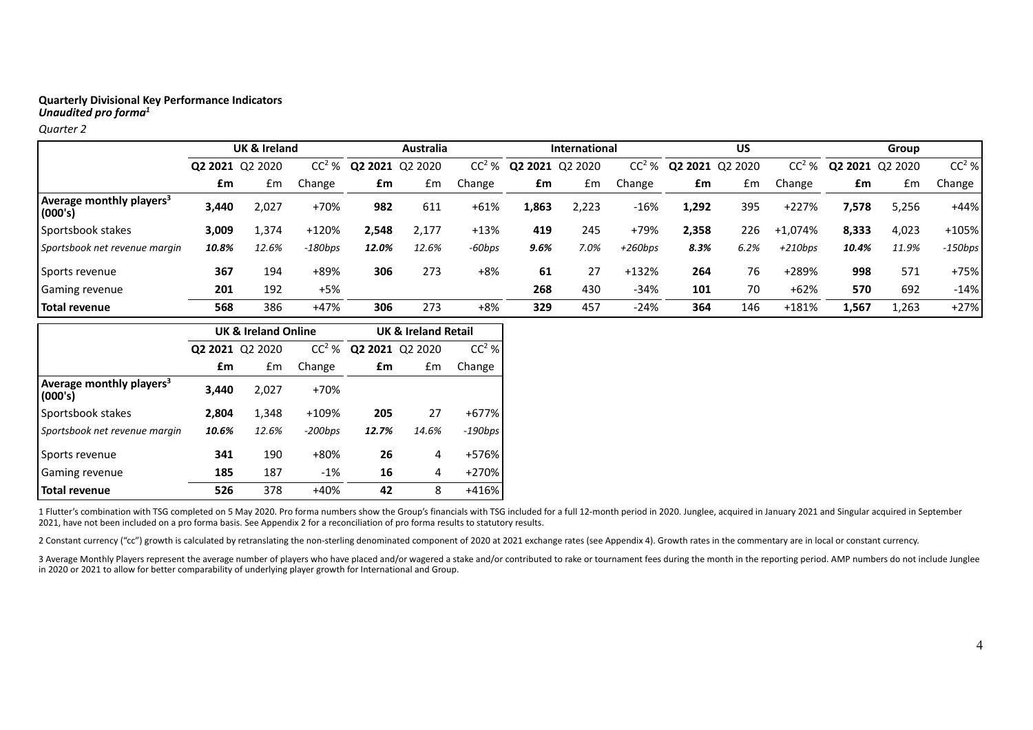**Quarterly Divisional Key Performance Indicators**
***Unaudited pro forma[1]***

*Quarter 2*

| | UK & Ireland | | | Australia | | | International | | | US | | | Group | | |
|---|---|---|---|---|---|---|---|---|---|---|---|---|---|---|---|
| | **Q2 2021** | Q2 2020 | CC[2] % | **Q2 2021** | Q2 2020 | CC[2] % | **Q2 2021** | Q2 2020 | CC[2] % | **Q2 2021** | Q2 2020 | CC[2] % | **Q2 2021** | Q2 2020 | CC[2] % |
| | **£m** | £m | Change | **£m** | £m | Change | **£m** | £m | Change | **£m** | £m | Change | **£m** | £m | Change |
| **Average monthly players[3] (000's)** | **3,440** | 2,027 | +70% | **982** | 611 | +61% | **1,863** | 2,223 | -16% | **1,292** | 395 | +227% | **7,578** | 5,256 | +44% |
| Sportsbook stakes | **3,009** | 1,374 | +120% | **2,548** | 2,177 | +13% | **419** | 245 | +79% | **2,358** | 226 | +1,074% | **8,333** | 4,023 | +105% |
| *Sportsbook net revenue margin* | ***10.8%*** | *12.6%* | *-180bps* | ***12.0%*** | *12.6%* | *-60bps* | ***9.6%*** | *7.0%* | *+260bps* | ***8.3%*** | *6.2%* | *+210bps* | ***10.4%*** | *11.9%* | *-150bps* |
| Sports revenue | **367** | 194 | +89% | **306** | 273 | +8% | **61** | 27 | +132% | **264** | 76 | +289% | **998** | 571 | +75% |
| Gaming revenue | **201** | 192 | +5% | | | | **268** | 430 | -34% | **101** | 70 | +62% | **570** | 692 | -14% |
| **Total revenue** | **568** | 386 | +47% | **306** | 273 | +8% | **329** | 457 | -24% | **364** | 146 | +181% | **1,567** | 1,263 | +27% |

| | UK & Ireland Online | | | UK & Ireland Retail | | |
|---|---|---|---|---|---|---|
| | **Q2 2021** | Q2 2020 | CC[2] % | **Q2 2021** | Q2 2020 | CC[2] % |
| | **£m** | £m | Change | **£m** | £m | Change |
| **Average monthly players[3] (000's)** | **3,440** | 2,027 | +70% | | | |
| Sportsbook stakes | **2,804** | 1,348 | +109% | **205** | 27 | +677% |
| *Sportsbook net revenue margin* | ***10.6%*** | *12.6%* | *-200bps* | ***12.7%*** | *14.6%* | *-190bps* |
| Sports revenue | **341** | 190 | +80% | **26** | 4 | +576% |
| Gaming revenue | **185** | 187 | -1% | **16** | 4 | +270% |
| **Total revenue** | **526** | 378 | +40% | **42** | 8 | +416% |

1 Flutter's combination with TSG completed on 5 May 2020. Pro forma numbers show the Group's financials with TSG included for a full 12-month period in 2020. Junglee, acquired in January 2021 and Singular acquired in September 2021, have not been included on a pro forma basis. See Appendix 2 for a reconciliation of pro forma results to statutory results.

2 Constant currency ("cc") growth is calculated by retranslating the non-sterling denominated component of 2020 at 2021 exchange rates (see Appendix 4). Growth rates in the commentary are in local or constant currency.

3 Average Monthly Players represent the average number of players who have placed and/or wagered a stake and/or contributed to rake or tournament fees during the month in the reporting period. AMP numbers do not include Junglee in 2020 or 2021 to allow for better comparability of underlying player growth for International and Group.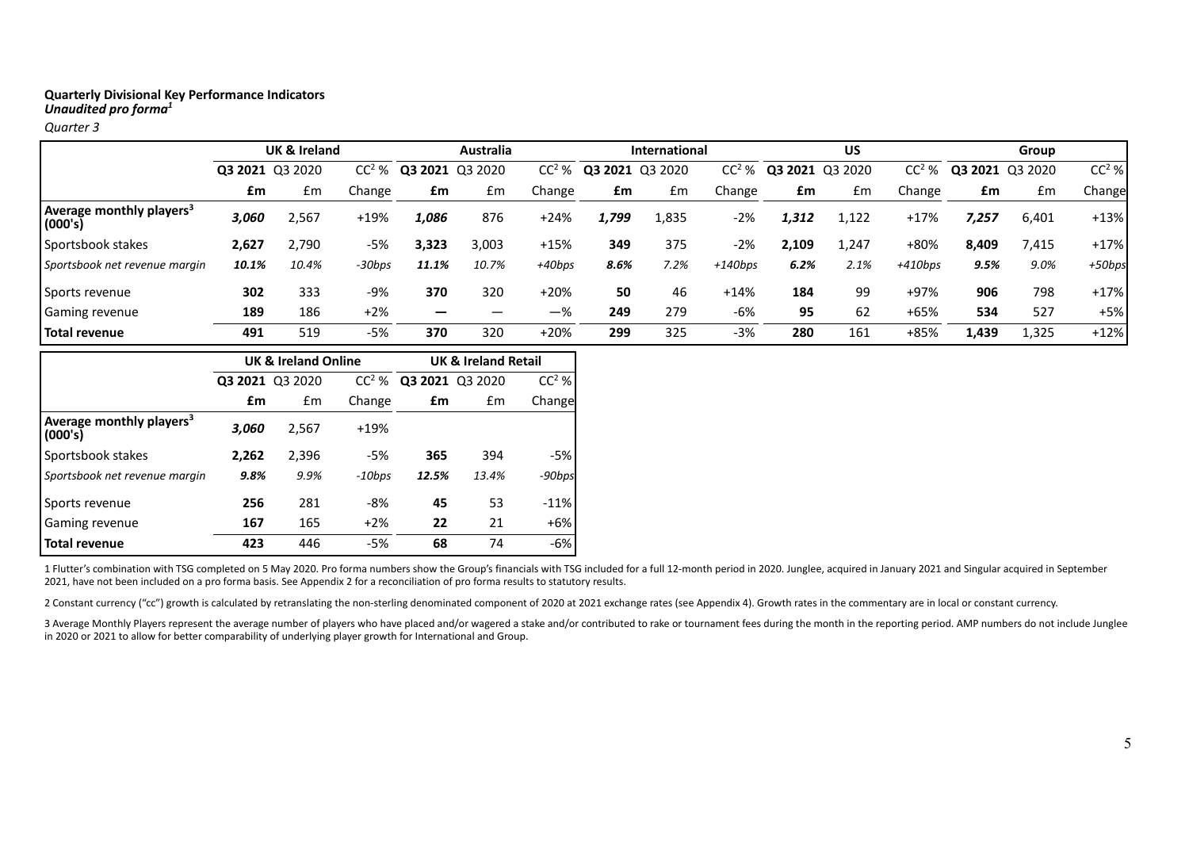**Quarterly Divisional Key Performance Indicators**
***Unaudited pro forma[1]***

*Quarter 3*

| | UK & Ireland | | | Australia | | | International | | | US | | | Group | | |
|---|---|---|---|---|---|---|---|---|---|---|---|---|---|---|---|
| | **Q3 2021** | Q3 2020 | CC[2] % | **Q3 2021** | Q3 2020 | CC[2] % | **Q3 2021** | Q3 2020 | CC[2] % | **Q3 2021** | Q3 2020 | CC[2] % | **Q3 2021** | Q3 2020 | CC[2] % |
| | **£m** | £m | Change | **£m** | £m | Change | **£m** | £m | Change | **£m** | £m | Change | **£m** | £m | Change |
| Average monthly players[3] (000's) | ***3,060*** | 2,567 | +19% | ***1,086*** | 876 | +24% | ***1,799*** | 1,835 | -2% | ***1,312*** | 1,122 | +17% | ***7,257*** | 6,401 | +13% |
| Sportsbook stakes | **2,627** | 2,790 | -5% | **3,323** | 3,003 | +15% | **349** | 375 | -2% | **2,109** | 1,247 | +80% | **8,409** | 7,415 | +17% |
| *Sportsbook net revenue margin* | ***10.1%*** | *10.4%* | *-30bps* | ***11.1%*** | *10.7%* | *+40bps* | ***8.6%*** | *7.2%* | *+140bps* | ***6.2%*** | *2.1%* | *+410bps* | ***9.5%*** | *9.0%* | *+50bps* |
| Sports revenue | **302** | 333 | -9% | **370** | 320 | +20% | **50** | 46 | +14% | **184** | 99 | +97% | **906** | 798 | +17% |
| Gaming revenue | **189** | 186 | +2% | **—** | — | —% | **249** | 279 | -6% | **95** | 62 | +65% | **534** | 527 | +5% |
| **Total revenue** | **491** | 519 | -5% | **370** | 320 | +20% | **299** | 325 | -3% | **280** | 161 | +85% | **1,439** | 1,325 | +12% |

| | UK & Ireland Online | | | UK & Ireland Retail | | |
|---|---|---|---|---|---|---|
| | **Q3 2021** | Q3 2020 | CC[2] % | **Q3 2021** | Q3 2020 | CC[2] % |
| | **£m** | £m | Change | **£m** | £m | Change |
| Average monthly players[3] (000's) | ***3,060*** | 2,567 | +19% | | | |
| Sportsbook stakes | **2,262** | 2,396 | -5% | **365** | 394 | -5% |
| *Sportsbook net revenue margin* | ***9.8%*** | *9.9%* | *-10bps* | ***12.5%*** | *13.4%* | *-90bps* |
| Sports revenue | **256** | 281 | -8% | **45** | 53 | -11% |
| Gaming revenue | **167** | 165 | +2% | **22** | 21 | +6% |
| **Total revenue** | **423** | 446 | -5% | **68** | 74 | -6% |

1 Flutter's combination with TSG completed on 5 May 2020. Pro forma numbers show the Group's financials with TSG included for a full 12-month period in 2020. Junglee, acquired in January 2021 and Singular acquired in September 2021, have not been included on a pro forma basis. See Appendix 2 for a reconciliation of pro forma results to statutory results.

2 Constant currency ("cc") growth is calculated by retranslating the non-sterling denominated component of 2020 at 2021 exchange rates (see Appendix 4). Growth rates in the commentary are in local or constant currency.

3 Average Monthly Players represent the average number of players who have placed and/or wagered a stake and/or contributed to rake or tournament fees during the month in the reporting period. AMP numbers do not include Junglee in 2020 or 2021 to allow for better comparability of underlying player growth for International and Group.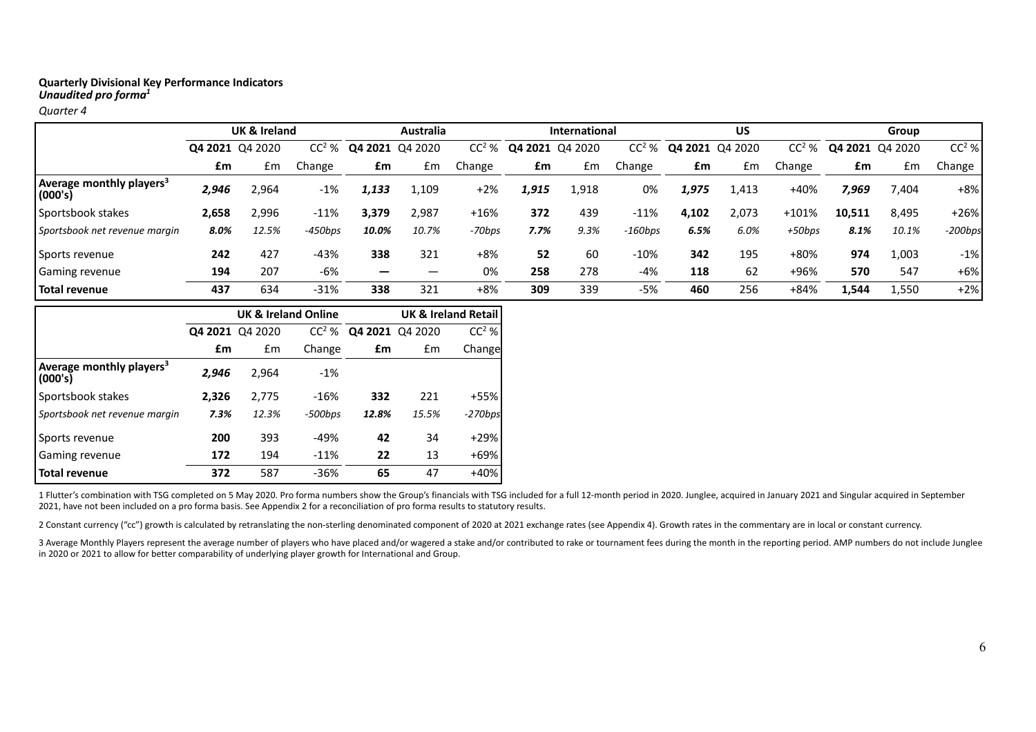**Quarterly Divisional Key Performance Indicators**
***Unaudited pro forma[1]***

*Quarter 4*

| | UK & Ireland | | | Australia | | | International | | | US | | | Group | | |
|---|---|---|---|---|---|---|---|---|---|---|---|---|---|---|---|
| | **Q4 2021** | Q4 2020 | CC[2] % | **Q4 2021** | Q4 2020 | CC[2] % | **Q4 2021** | Q4 2020 | CC[2] % | **Q4 2021** | Q4 2020 | CC[2] % | **Q4 2021** | Q4 2020 | CC[2] % |
| | **£m** | £m | Change | **£m** | £m | Change | **£m** | £m | Change | **£m** | £m | Change | **£m** | £m | Change |
| **Average monthly players[3] (000's)** | ***2,946*** | 2,964 | -1% | ***1,133*** | 1,109 | +2% | ***1,915*** | 1,918 | 0% | ***1,975*** | 1,413 | +40% | ***7,969*** | 7,404 | +8% |
| Sportsbook stakes | **2,658** | 2,996 | -11% | **3,379** | 2,987 | +16% | **372** | 439 | -11% | **4,102** | 2,073 | +101% | **10,511** | 8,495 | +26% |
| *Sportsbook net revenue margin* | ***8.0%*** | *12.5%* | *-450bps* | ***10.0%*** | *10.7%* | *-70bps* | ***7.7%*** | *9.3%* | *-160bps* | ***6.5%*** | *6.0%* | *+50bps* | ***8.1%*** | *10.1%* | *-200bps* |
| Sports revenue | **242** | 427 | -43% | **338** | 321 | +8% | **52** | 60 | -10% | **342** | 195 | +80% | **974** | 1,003 | -1% |
| Gaming revenue | **194** | 207 | -6% | **—** | — | 0% | **258** | 278 | -4% | **118** | 62 | +96% | **570** | 547 | +6% |
| **Total revenue** | **437** | 634 | -31% | **338** | 321 | +8% | **309** | 339 | -5% | **460** | 256 | +84% | **1,544** | 1,550 | +2% |

| | UK & Ireland Online | | | UK & Ireland Retail | | |
|---|---|---|---|---|---|---|
| | **Q4 2021** | Q4 2020 | CC[2] % | **Q4 2021** | Q4 2020 | CC[2] % |
| | **£m** | £m | Change | **£m** | £m | Change |
| **Average monthly players[3] (000's)** | ***2,946*** | 2,964 | -1% | | | |
| Sportsbook stakes | **2,326** | 2,775 | -16% | **332** | 221 | +55% |
| *Sportsbook net revenue margin* | ***7.3%*** | *12.3%* | *-500bps* | ***12.8%*** | *15.5%* | *-270bps* |
| Sports revenue | **200** | 393 | -49% | **42** | 34 | +29% |
| Gaming revenue | **172** | 194 | -11% | **22** | 13 | +69% |
| **Total revenue** | **372** | 587 | -36% | **65** | 47 | +40% |

1 Flutter's combination with TSG completed on 5 May 2020. Pro forma numbers show the Group's financials with TSG included for a full 12-month period in 2020. Junglee, acquired in January 2021 and Singular acquired in September 2021, have not been included on a pro forma basis. See Appendix 2 for a reconciliation of pro forma results to statutory results.

2 Constant currency ("cc") growth is calculated by retranslating the non-sterling denominated component of 2020 at 2021 exchange rates (see Appendix 4). Growth rates in the commentary are in local or constant currency.

3 Average Monthly Players represent the average number of players who have placed and/or wagered a stake and/or contributed to rake or tournament fees during the month in the reporting period. AMP numbers do not include Junglee in 2020 or 2021 to allow for better comparability of underlying player growth for International and Group.